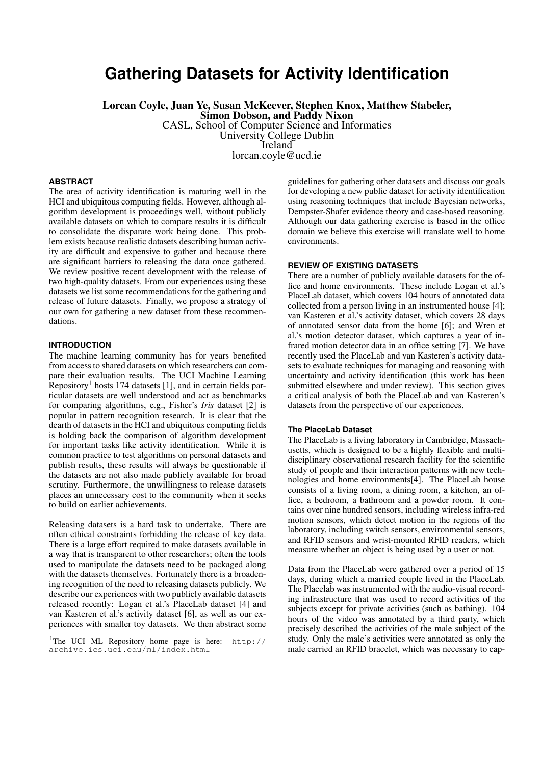# Gathering Datasets for Activity Identification

**Lorcan Coyle, Juan Ye, Susan McKeever, Stephen Knox, Matthew Stabeler, Simon Dobson, and Paddy Nixon**
CASL, School of Computer Science and Informatics
University College Dublin
Ireland
lorcan.coyle@ucd.ie

### ABSTRACT

The area of activity identification is maturing well in the HCI and ubiquitous computing fields. However, although algorithm development is proceedings well, without publicly available datasets on which to compare results it is difficult to consolidate the disparate work being done. This problem exists because realistic datasets describing human activity are difficult and expensive to gather and because there are significant barriers to releasing the data once gathered. We review positive recent development with the release of two high-quality datasets. From our experiences using these datasets we list some recommendations for the gathering and release of future datasets. Finally, we propose a strategy of our own for gathering a new dataset from these recommendations.

### INTRODUCTION

The machine learning community has for years benefited from access to shared datasets on which researchers can compare their evaluation results. The UCI Machine Learning Repository[1] hosts 174 datasets [1], and in certain fields particular datasets are well understood and act as benchmarks for comparing algorithms, e.g., Fisher's *Iris* dataset [2] is popular in pattern recognition research. It is clear that the dearth of datasets in the HCI and ubiquitous computing fields is holding back the comparison of algorithm development for important tasks like activity identification. While it is common practice to test algorithms on personal datasets and publish results, these results will always be questionable if the datasets are not also made publicly available for broad scrutiny. Furthermore, the unwillingness to release datasets places an unnecessary cost to the community when it seeks to build on earlier achievements.

Releasing datasets is a hard task to undertake. There are often ethical constraints forbidding the release of key data. There is a large effort required to make datasets available in a way that is transparent to other researchers; often the tools used to manipulate the datasets need to be packaged along with the datasets themselves. Fortunately there is a broadening recognition of the need to releasing datasets publicly. We describe our experiences with two publicly available datasets released recently: Logan et al.'s PlaceLab dataset [4] and van Kasteren et al.'s activity dataset [6], as well as our experiences with smaller toy datasets. We then abstract some guidelines for gathering other datasets and discuss our goals for developing a new public dataset for activity identification using reasoning techniques that include Bayesian networks, Dempster-Shafer evidence theory and case-based reasoning. Although our data gathering exercise is based in the office domain we believe this exercise will translate well to home environments.

[1]The UCI ML Repository home page is here: http://archive.ics.uci.edu/ml/index.html

### REVIEW OF EXISTING DATASETS

There are a number of publicly available datasets for the office and home environments. These include Logan et al.'s PlaceLab dataset, which covers 104 hours of annotated data collected from a person living in an instrumented house [4]; van Kasteren et al.'s activity dataset, which covers 28 days of annotated sensor data from the home [6]; and Wren et al.'s motion detector dataset, which captures a year of infrared motion detector data in an office setting [7]. We have recently used the PlaceLab and van Kasteren's activity datasets to evaluate techniques for managing and reasoning with uncertainty and activity identification (this work has been submitted elsewhere and under review). This section gives a critical analysis of both the PlaceLab and van Kasteren's datasets from the perspective of our experiences.

#### The PlaceLab Dataset

The PlaceLab is a living laboratory in Cambridge, Massachusetts, which is designed to be a highly flexible and multi-disciplinary observational research facility for the scientific study of people and their interaction patterns with new technologies and home environments[4]. The PlaceLab house consists of a living room, a dining room, a kitchen, an office, a bedroom, a bathroom and a powder room. It contains over nine hundred sensors, including wireless infra-red motion sensors, which detect motion in the regions of the laboratory, including switch sensors, environmental sensors, and RFID sensors and wrist-mounted RFID readers, which measure whether an object is being used by a user or not.

Data from the PlaceLab were gathered over a period of 15 days, during which a married couple lived in the PlaceLab. The Placelab was instrumented with the audio-visual recording infrastructure that was used to record activities of the subjects except for private activities (such as bathing). 104 hours of the video was annotated by a third party, which precisely described the activities of the male subject of the study. Only the male's activities were annotated as only the male carried an RFID bracelet, which was necessary to cap-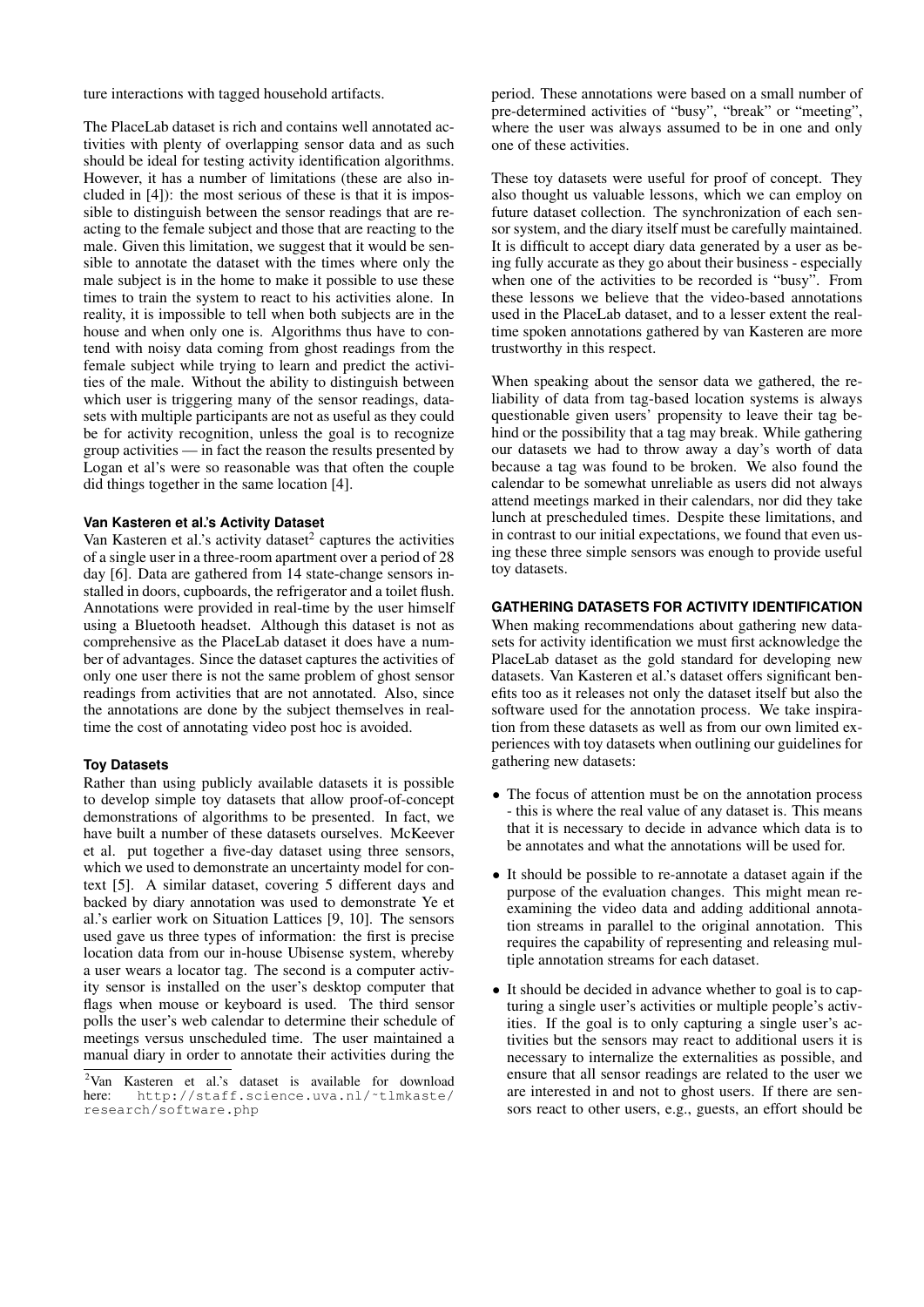ture interactions with tagged household artifacts.

The PlaceLab dataset is rich and contains well annotated activities with plenty of overlapping sensor data and as such should be ideal for testing activity identification algorithms. However, it has a number of limitations (these are also included in [4]): the most serious of these is that it is impossible to distinguish between the sensor readings that are reacting to the female subject and those that are reacting to the male. Given this limitation, we suggest that it would be sensible to annotate the dataset with the times where only the male subject is in the home to make it possible to use these times to train the system to react to his activities alone. In reality, it is impossible to tell when both subjects are in the house and when only one is. Algorithms thus have to contend with noisy data coming from ghost readings from the female subject while trying to learn and predict the activities of the male. Without the ability to distinguish between which user is triggering many of the sensor readings, datasets with multiple participants are not as useful as they could be for activity recognition, unless the goal is to recognize group activities — in fact the reason the results presented by Logan et al's were so reasonable was that often the couple did things together in the same location [4].

### Van Kasteren et al.'s Activity Dataset

Van Kasteren et al.'s activity dataset[2] captures the activities of a single user in a three-room apartment over a period of 28 day [6]. Data are gathered from 14 state-change sensors installed in doors, cupboards, the refrigerator and a toilet flush. Annotations were provided in real-time by the user himself using a Bluetooth headset. Although this dataset is not as comprehensive as the PlaceLab dataset it does have a number of advantages. Since the dataset captures the activities of only one user there is not the same problem of ghost sensor readings from activities that are not annotated. Also, since the annotations are done by the subject themselves in real-time the cost of annotating video post hoc is avoided.

### Toy Datasets

Rather than using publicly available datasets it is possible to develop simple toy datasets that allow proof-of-concept demonstrations of algorithms to be presented. In fact, we have built a number of these datasets ourselves. McKeever et al. put together a five-day dataset using three sensors, which we used to demonstrate an uncertainty model for context [5]. A similar dataset, covering 5 different days and backed by diary annotation was used to demonstrate Ye et al.'s earlier work on Situation Lattices [9, 10]. The sensors used gave us three types of information: the first is precise location data from our in-house Ubisense system, whereby a user wears a locator tag. The second is a computer activity sensor is installed on the user's desktop computer that flags when mouse or keyboard is used. The third sensor polls the user's web calendar to determine their schedule of meetings versus unscheduled time. The user maintained a manual diary in order to annotate their activities during the period. These annotations were based on a small number of pre-determined activities of "busy", "break" or "meeting", where the user was always assumed to be in one and only one of these activities.

These toy datasets were useful for proof of concept. They also thought us valuable lessons, which we can employ on future dataset collection. The synchronization of each sensor system, and the diary itself must be carefully maintained. It is difficult to accept diary data generated by a user as being fully accurate as they go about their business - especially when one of the activities to be recorded is "busy". From these lessons we believe that the video-based annotations used in the PlaceLab dataset, and to a lesser extent the real-time spoken annotations gathered by van Kasteren are more trustworthy in this respect.

When speaking about the sensor data we gathered, the reliability of data from tag-based location systems is always questionable given users' propensity to leave their tag behind or the possibility that a tag may break. While gathering our datasets we had to throw away a day's worth of data because a tag was found to be broken. We also found the calendar to be somewhat unreliable as users did not always attend meetings marked in their calendars, nor did they take lunch at prescheduled times. Despite these limitations, and in contrast to our initial expectations, we found that even using these three simple sensors was enough to provide useful toy datasets.

## GATHERING DATASETS FOR ACTIVITY IDENTIFICATION

When making recommendations about gathering new datasets for activity identification we must first acknowledge the PlaceLab dataset as the gold standard for developing new datasets. Van Kasteren et al.'s dataset offers significant benefits too as it releases not only the dataset itself but also the software used for the annotation process. We take inspiration from these datasets as well as from our own limited experiences with toy datasets when outlining our guidelines for gathering new datasets:

- The focus of attention must be on the annotation process - this is where the real value of any dataset is. This means that it is necessary to decide in advance which data is to be annotates and what the annotations will be used for.
- It should be possible to re-annotate a dataset again if the purpose of the evaluation changes. This might mean re-examining the video data and adding additional annotation streams in parallel to the original annotation. This requires the capability of representing and releasing multiple annotation streams for each dataset.
- It should be decided in advance whether to goal is to capturing a single user's activities or multiple people's activities. If the goal is to only capturing a single user's activities but the sensors may react to additional users it is necessary to internalize the externalities as possible, and ensure that all sensor readings are related to the user we are interested in and not to ghost users. If there are sensors react to other users, e.g., guests, an effort should be

[2] Van Kasteren et al.'s dataset is available for download here: http://staff.science.uva.nl/~tlmkaste/research/software.php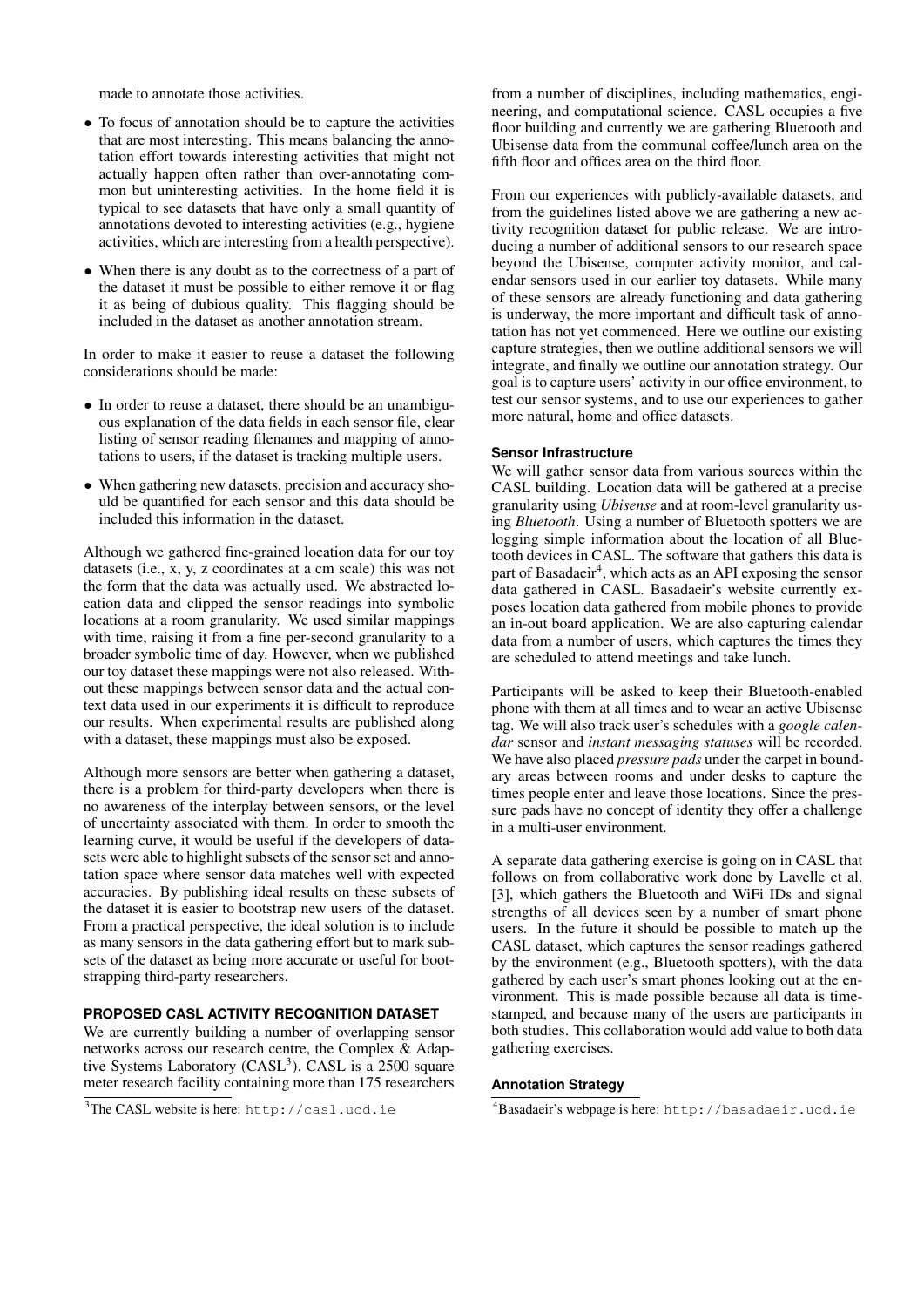made to annotate those activities.

- To focus of annotation should be to capture the activities that are most interesting. This means balancing the annotation effort towards interesting activities that might not actually happen often rather than over-annotating common but uninteresting activities. In the home field it is typical to see datasets that have only a small quantity of annotations devoted to interesting activities (e.g., hygiene activities, which are interesting from a health perspective).
- When there is any doubt as to the correctness of a part of the dataset it must be possible to either remove it or flag it as being of dubious quality. This flagging should be included in the dataset as another annotation stream.

In order to make it easier to reuse a dataset the following considerations should be made:

- In order to reuse a dataset, there should be an unambiguous explanation of the data fields in each sensor file, clear listing of sensor reading filenames and mapping of annotations to users, if the dataset is tracking multiple users.
- When gathering new datasets, precision and accuracy should be quantified for each sensor and this data should be included this information in the dataset.

Although we gathered fine-grained location data for our toy datasets (i.e., x, y, z coordinates at a cm scale) this was not the form that the data was actually used. We abstracted location data and clipped the sensor readings into symbolic locations at a room granularity. We used similar mappings with time, raising it from a fine per-second granularity to a broader symbolic time of day. However, when we published our toy dataset these mappings were not also released. Without these mappings between sensor data and the actual context data used in our experiments it is difficult to reproduce our results. When experimental results are published along with a dataset, these mappings must also be exposed.

Although more sensors are better when gathering a dataset, there is a problem for third-party developers when there is no awareness of the interplay between sensors, or the level of uncertainty associated with them. In order to smooth the learning curve, it would be useful if the developers of datasets were able to highlight subsets of the sensor set and annotation space where sensor data matches well with expected accuracies. By publishing ideal results on these subsets of the dataset it is easier to bootstrap new users of the dataset. From a practical perspective, the ideal solution is to include as many sensors in the data gathering effort but to mark subsets of the dataset as being more accurate or useful for bootstrapping third-party researchers.

## PROPOSED CASL ACTIVITY RECOGNITION DATASET

We are currently building a number of overlapping sensor networks across our research centre, the Complex & Adaptive Systems Laboratory (CASL[3]). CASL is a 2500 square meter research facility containing more than 175 researchers from a number of disciplines, including mathematics, engineering, and computational science. CASL occupies a five floor building and currently we are gathering Bluetooth and Ubisense data from the communal coffee/lunch area on the fifth floor and offices area on the third floor.

From our experiences with publicly-available datasets, and from the guidelines listed above we are gathering a new activity recognition dataset for public release. We are introducing a number of additional sensors to our research space beyond the Ubisense, computer activity monitor, and calendar sensors used in our earlier toy datasets. While many of these sensors are already functioning and data gathering is underway, the more important and difficult task of annotation has not yet commenced. Here we outline our existing capture strategies, then we outline additional sensors we will integrate, and finally we outline our annotation strategy. Our goal is to capture users' activity in our office environment, to test our sensor systems, and to use our experiences to gather more natural, home and office datasets.

### Sensor Infrastructure

We will gather sensor data from various sources within the CASL building. Location data will be gathered at a precise granularity using *Ubisense* and at room-level granularity using *Bluetooth*. Using a number of Bluetooth spotters we are logging simple information about the location of all Bluetooth devices in CASL. The software that gathers this data is part of Basadaeir[4], which acts as an API exposing the sensor data gathered in CASL. Basadaeir's website currently exposes location data gathered from mobile phones to provide an in-out board application. We are also capturing calendar data from a number of users, which captures the times they are scheduled to attend meetings and take lunch.

Participants will be asked to keep their Bluetooth-enabled phone with them at all times and to wear an active Ubisense tag. We will also track user's schedules with a *google calendar* sensor and *instant messaging statuses* will be recorded. We have also placed *pressure pads* under the carpet in boundary areas between rooms and under desks to capture the times people enter and leave those locations. Since the pressure pads have no concept of identity they offer a challenge in a multi-user environment.

A separate data gathering exercise is going on in CASL that follows on from collaborative work done by Lavelle et al. [3], which gathers the Bluetooth and WiFi IDs and signal strengths of all devices seen by a number of smart phone users. In the future it should be possible to match up the CASL dataset, which captures the sensor readings gathered by the environment (e.g., Bluetooth spotters), with the data gathered by each user's smart phones looking out at the environment. This is made possible because all data is timestamped, and because many of the users are participants in both studies. This collaboration would add value to both data gathering exercises.

### Annotation Strategy

[3]The CASL website is here: http://casl.ucd.ie

[4]Basadaeir's webpage is here: http://basadaeir.ucd.ie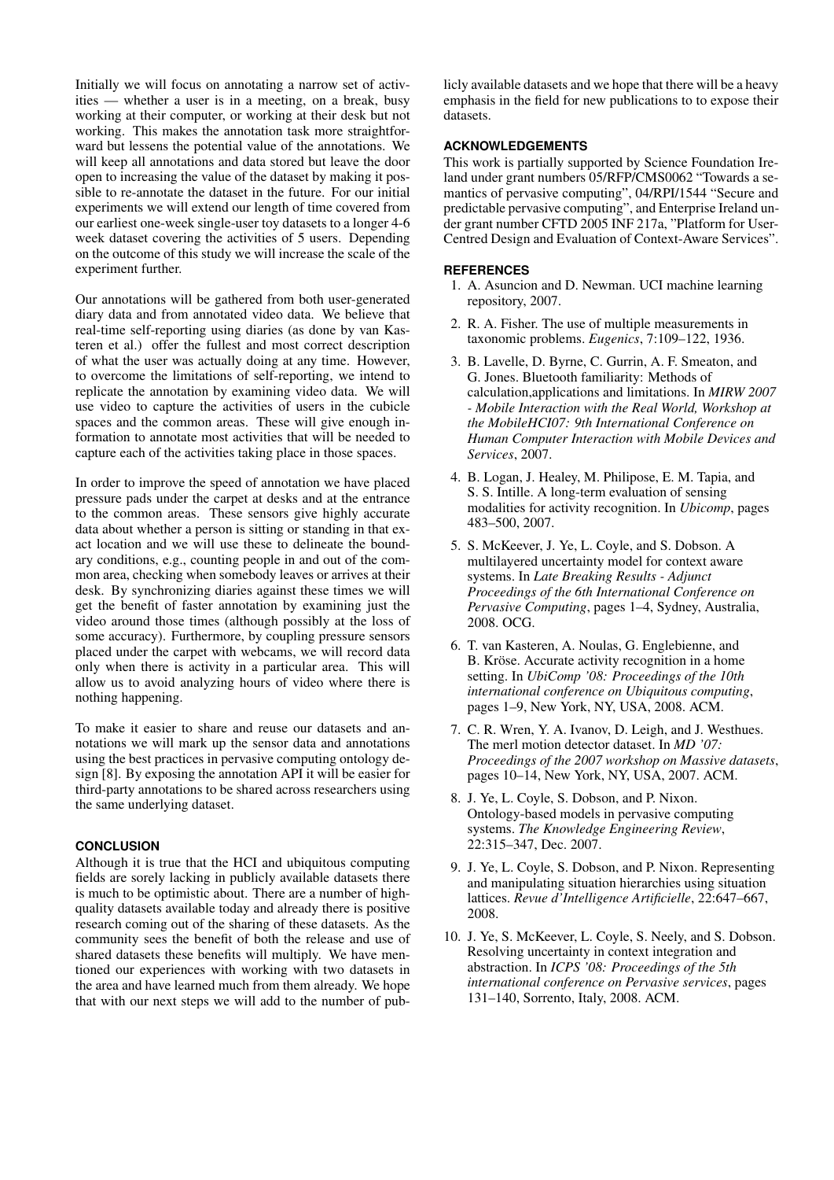Initially we will focus on annotating a narrow set of activities — whether a user is in a meeting, on a break, busy working at their computer, or working at their desk but not working. This makes the annotation task more straightforward but lessens the potential value of the annotations. We will keep all annotations and data stored but leave the door open to increasing the value of the dataset by making it possible to re-annotate the dataset in the future. For our initial experiments we will extend our length of time covered from our earliest one-week single-user toy datasets to a longer 4-6 week dataset covering the activities of 5 users. Depending on the outcome of this study we will increase the scale of the experiment further.

Our annotations will be gathered from both user-generated diary data and from annotated video data. We believe that real-time self-reporting using diaries (as done by van Kasteren et al.) offer the fullest and most correct description of what the user was actually doing at any time. However, to overcome the limitations of self-reporting, we intend to replicate the annotation by examining video data. We will use video to capture the activities of users in the cubicle spaces and the common areas. These will give enough information to annotate most activities that will be needed to capture each of the activities taking place in those spaces.

In order to improve the speed of annotation we have placed pressure pads under the carpet at desks and at the entrance to the common areas. These sensors give highly accurate data about whether a person is sitting or standing in that exact location and we will use these to delineate the boundary conditions, e.g., counting people in and out of the common area, checking when somebody leaves or arrives at their desk. By synchronizing diaries against these times we will get the benefit of faster annotation by examining just the video around those times (although possibly at the loss of some accuracy). Furthermore, by coupling pressure sensors placed under the carpet with webcams, we will record data only when there is activity in a particular area. This will allow us to avoid analyzing hours of video where there is nothing happening.

To make it easier to share and reuse our datasets and annotations we will mark up the sensor data and annotations using the best practices in pervasive computing ontology design [8]. By exposing the annotation API it will be easier for third-party annotations to be shared across researchers using the same underlying dataset.

## CONCLUSION

Although it is true that the HCI and ubiquitous computing fields are sorely lacking in publicly available datasets there is much to be optimistic about. There are a number of high-quality datasets available today and already there is positive research coming out of the sharing of these datasets. As the community sees the benefit of both the release and use of shared datasets these benefits will multiply. We have mentioned our experiences with working with two datasets in the area and have learned much from them already. We hope that with our next steps we will add to the number of publicly available datasets and we hope that there will be a heavy emphasis in the field for new publications to to expose their datasets.

## ACKNOWLEDGEMENTS

This work is partially supported by Science Foundation Ireland under grant numbers 05/RFP/CMS0062 "Towards a semantics of pervasive computing", 04/RPI/1544 "Secure and predictable pervasive computing", and Enterprise Ireland under grant number CFTD 2005 INF 217a, "Platform for User-Centred Design and Evaluation of Context-Aware Services".

## REFERENCES

1. A. Asuncion and D. Newman. UCI machine learning repository, 2007.
2. R. A. Fisher. The use of multiple measurements in taxonomic problems. *Eugenics*, 7:109–122, 1936.
3. B. Lavelle, D. Byrne, C. Gurrin, A. F. Smeaton, and G. Jones. Bluetooth familiarity: Methods of calculation,applications and limitations. In *MIRW 2007 - Mobile Interaction with the Real World, Workshop at the MobileHCI07: 9th International Conference on Human Computer Interaction with Mobile Devices and Services*, 2007.
4. B. Logan, J. Healey, M. Philipose, E. M. Tapia, and S. S. Intille. A long-term evaluation of sensing modalities for activity recognition. In *Ubicomp*, pages 483–500, 2007.
5. S. McKeever, J. Ye, L. Coyle, and S. Dobson. A multilayered uncertainty model for context aware systems. In *Late Breaking Results - Adjunct Proceedings of the 6th International Conference on Pervasive Computing*, pages 1–4, Sydney, Australia, 2008. OCG.
6. T. van Kasteren, A. Noulas, G. Englebienne, and B. Kröse. Accurate activity recognition in a home setting. In *UbiComp '08: Proceedings of the 10th international conference on Ubiquitous computing*, pages 1–9, New York, NY, USA, 2008. ACM.
7. C. R. Wren, Y. A. Ivanov, D. Leigh, and J. Westhues. The merl motion detector dataset. In *MD '07: Proceedings of the 2007 workshop on Massive datasets*, pages 10–14, New York, NY, USA, 2007. ACM.
8. J. Ye, L. Coyle, S. Dobson, and P. Nixon. Ontology-based models in pervasive computing systems. *The Knowledge Engineering Review*, 22:315–347, Dec. 2007.
9. J. Ye, L. Coyle, S. Dobson, and P. Nixon. Representing and manipulating situation hierarchies using situation lattices. *Revue d'Intelligence Artificielle*, 22:647–667, 2008.
10. J. Ye, S. McKeever, L. Coyle, S. Neely, and S. Dobson. Resolving uncertainty in context integration and abstraction. In *ICPS '08: Proceedings of the 5th international conference on Pervasive services*, pages 131–140, Sorrento, Italy, 2008. ACM.